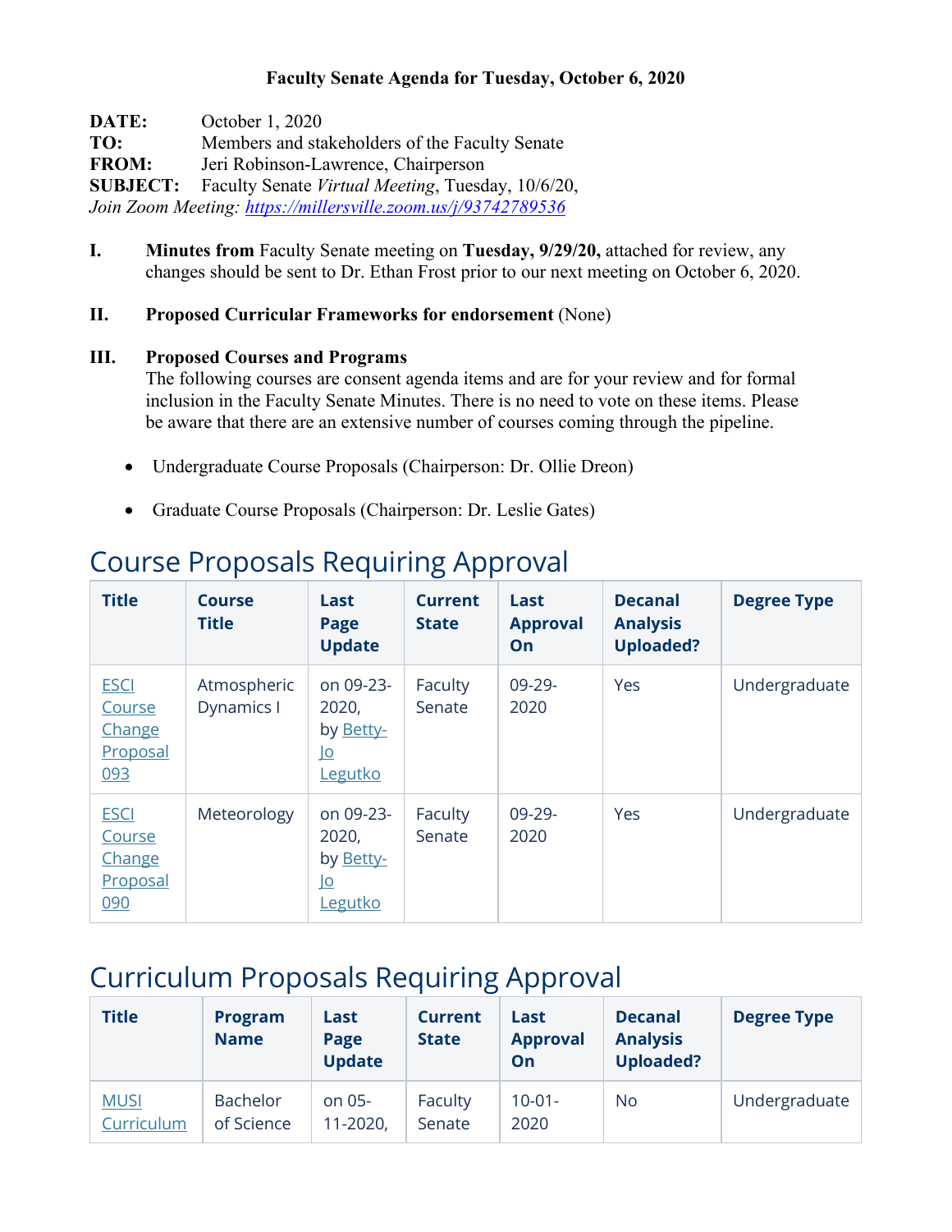**Faculty Senate Agenda for Tuesday, October 6, 2020**

**DATE:** October 1, 2020
**TO:** Members and stakeholders of the Faculty Senate
**FROM:** Jeri Robinson-Lawrence, Chairperson
**SUBJECT:** Faculty Senate *Virtual Meeting*, Tuesday, 10/6/20,
*Join Zoom Meeting: https://millersville.zoom.us/j/93742789536*

**I.** **Minutes from** Faculty Senate meeting on **Tuesday, 9/29/20,** attached for review, any changes should be sent to Dr. Ethan Frost prior to our next meeting on October 6, 2020.

**II.** **Proposed Curricular Frameworks for endorsement** (None)

**III.** **Proposed Courses and Programs**
The following courses are consent agenda items and are for your review and for formal inclusion in the Faculty Senate Minutes. There is no need to vote on these items. Please be aware that there are an extensive number of courses coming through the pipeline.

- Undergraduate Course Proposals (Chairperson: Dr. Ollie Dreon)
- Graduate Course Proposals (Chairperson: Dr. Leslie Gates)

# Course Proposals Requiring Approval

| Title | Course Title | Last Page Update | Current State | Last Approval On | Decanal Analysis Uploaded? | Degree Type |
|---|---|---|---|---|---|---|
| ESCI Course Change Proposal 093 | Atmospheric Dynamics I | on 09-23-2020, by Betty-Jo Legutko | Faculty Senate | 09-29-2020 | Yes | Undergraduate |
| ESCI Course Change Proposal 090 | Meteorology | on 09-23-2020, by Betty-Jo Legutko | Faculty Senate | 09-29-2020 | Yes | Undergraduate |

# Curriculum Proposals Requiring Approval

| Title | Program Name | Last Page Update | Current State | Last Approval On | Decanal Analysis Uploaded? | Degree Type |
|---|---|---|---|---|---|---|
| MUSI Curriculum | Bachelor of Science | on 05-11-2020, | Faculty Senate | 10-01-2020 | No | Undergraduate |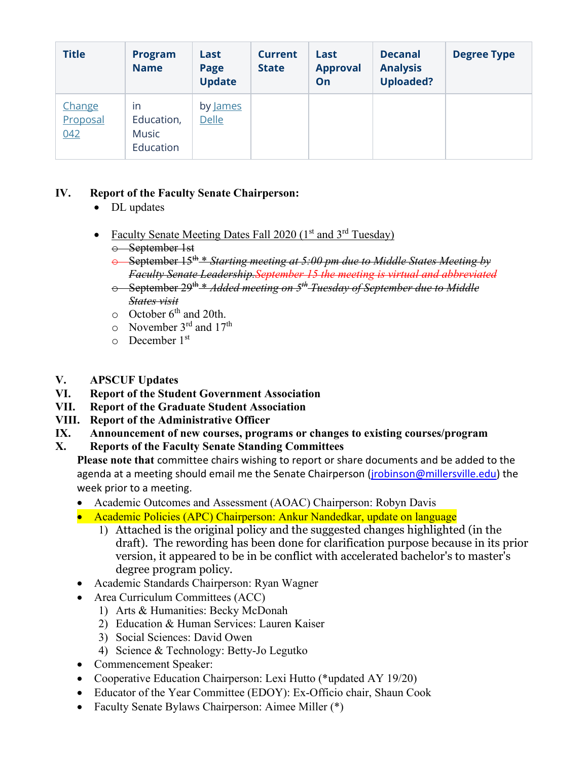| Title | Program Name | Last Page Update | Current State | Last Approval On | Decanal Analysis Uploaded? | Degree Type |
|---|---|---|---|---|---|---|
| Change Proposal 042 | in Education, Music Education | by James Delle | | | | |

**IV. Report of the Faculty Senate Chairperson:**

- DL updates

- Faculty Senate Meeting Dates Fall 2020 (1st and 3rd Tuesday)
  - ~~September 1st~~
  - ~~September 15th * *Starting meeting at 5:00 pm due to Middle States Meeting by Faculty Senate Leadership.* September 15 the meeting is virtual and abbreviated~~
  - ~~September 29th * *Added meeting on 5th Tuesday of September due to Middle States visit*~~
  - October 6th and 20th.
  - November 3rd and 17th
  - December 1st

**V. APSCUF Updates**

**VI. Report of the Student Government Association**

**VII. Report of the Graduate Student Association**

**VIII. Report of the Administrative Officer**

**IX. Announcement of new courses, programs or changes to existing courses/program**

**X. Reports of the Faculty Senate Standing Committees**

**Please note that** committee chairs wishing to report or share documents and be added to the agenda at a meeting should email me the Senate Chairperson (jrobinson@millersville.edu) the week prior to a meeting.

- Academic Outcomes and Assessment (AOAC) Chairperson: Robyn Davis
- Academic Policies (APC) Chairperson: Ankur Nandedkar, update on language
  1) Attached is the original policy and the suggested changes highlighted (in the draft). The rewording has been done for clarification purpose because in its prior version, it appeared to be in be conflict with accelerated bachelor's to master's degree program policy.
- Academic Standards Chairperson: Ryan Wagner
- Area Curriculum Committees (ACC)
  1) Arts & Humanities: Becky McDonah
  2) Education & Human Services: Lauren Kaiser
  3) Social Sciences: David Owen
  4) Science & Technology: Betty-Jo Legutko
- Commencement Speaker:
- Cooperative Education Chairperson: Lexi Hutto (*updated AY 19/20)
- Educator of the Year Committee (EDOY): Ex-Officio chair, Shaun Cook
- Faculty Senate Bylaws Chairperson: Aimee Miller (*)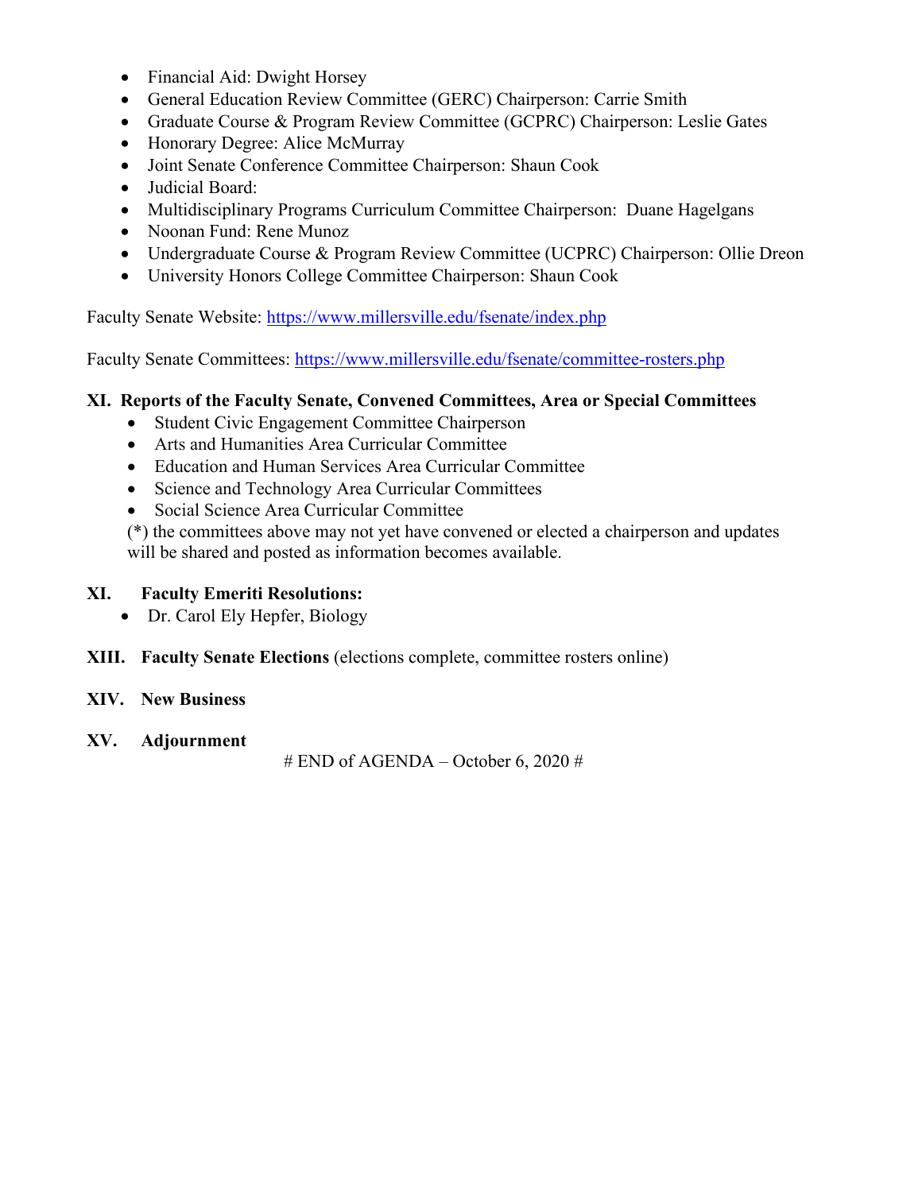- Financial Aid: Dwight Horsey
- General Education Review Committee (GERC) Chairperson: Carrie Smith
- Graduate Course & Program Review Committee (GCPRC) Chairperson: Leslie Gates
- Honorary Degree: Alice McMurray
- Joint Senate Conference Committee Chairperson: Shaun Cook
- Judicial Board:
- Multidisciplinary Programs Curriculum Committee Chairperson: Duane Hagelgans
- Noonan Fund: Rene Munoz
- Undergraduate Course & Program Review Committee (UCPRC) Chairperson: Ollie Dreon
- University Honors College Committee Chairperson: Shaun Cook

Faculty Senate Website: https://www.millersville.edu/fsenate/index.php

Faculty Senate Committees: https://www.millersville.edu/fsenate/committee-rosters.php

**XI. Reports of the Faculty Senate, Convened Committees, Area or Special Committees**

- Student Civic Engagement Committee Chairperson
- Arts and Humanities Area Curricular Committee
- Education and Human Services Area Curricular Committee
- Science and Technology Area Curricular Committees
- Social Science Area Curricular Committee

(*) the committees above may not yet have convened or elected a chairperson and updates will be shared and posted as information becomes available.

**XI. Faculty Emeriti Resolutions:**

- Dr. Carol Ely Hepfer, Biology

**XIII. Faculty Senate Elections** (elections complete, committee rosters online)

**XIV. New Business**

**XV. Adjournment**

# END of AGENDA – October 6, 2020 #